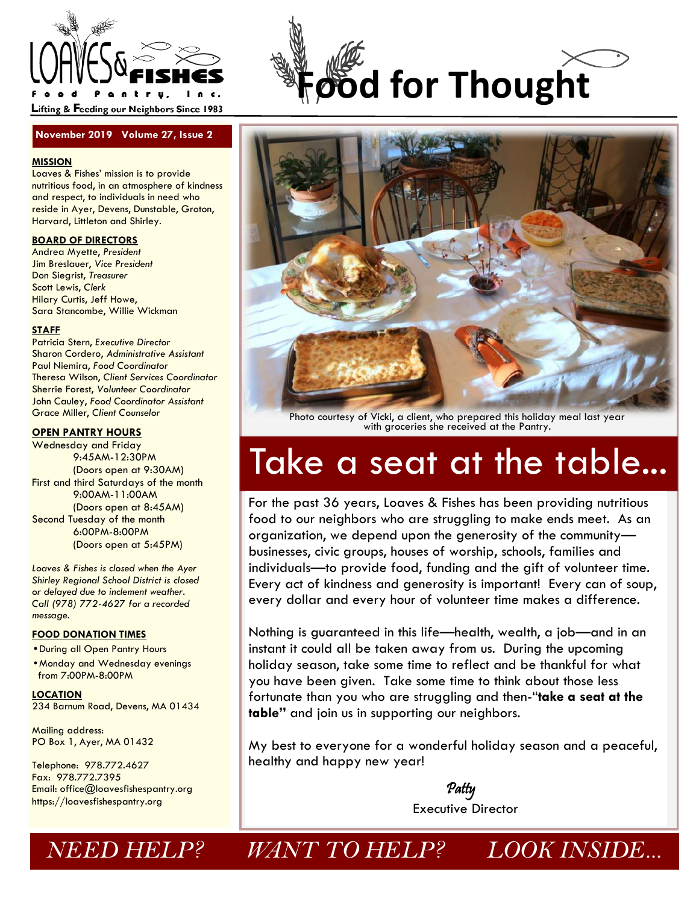# Loaves & Fishes Food Pantry, Inc.

Lifting & Feeding our Neighbors Since 1983

# Food for Thought

**November 2019 Volume 27, Issue 2**

**MISSION**

Loaves & Fishes' mission is to provide nutritious food, in an atmosphere of kindness and respect, to individuals in need who reside in Ayer, Devens, Dunstable, Groton, Harvard, Littleton and Shirley.

**BOARD OF DIRECTORS**

Andrea Myette, *President*
Jim Breslauer, *Vice President*
Don Siegrist, *Treasurer*
Scott Lewis, *Clerk*
Hilary Curtis, Jeff Howe,
Sara Stancombe, Willie Wickman

**STAFF**

Patricia Stern, *Executive Director*
Sharon Cordero, *Administrative Assistant*
Paul Niemira, *Food Coordinator*
Theresa Wilson, *Client Services Coordinator*
Sherrie Forest, *Volunteer Coordinator*
John Cauley, *Food Coordinator Assistant*
Grace Miller, *Client Counselor*

**OPEN PANTRY HOURS**

Wednesday and Friday
9:45AM-12:30PM
(Doors open at 9:30AM)
First and third Saturdays of the month
9:00AM-11:00AM
(Doors open at 8:45AM)
Second Tuesday of the month
6:00PM-8:00PM
(Doors open at 5:45PM)

*Loaves & Fishes is closed when the Ayer Shirley Regional School District is closed or delayed due to inclement weather. Call (978) 772-4627 for a recorded message.*

**FOOD DONATION TIMES**

- During all Open Pantry Hours
- Monday and Wednesday evenings from 7:00PM-8:00PM

**LOCATION**

234 Barnum Road, Devens, MA 01434

Mailing address:
PO Box 1, Ayer, MA 01432

Telephone: 978.772.4627
Fax: 978.772.7395
Email: office@loavesfishespantry.org
https://loavesfishespantry.org

Photo courtesy of Vicki, a client, who prepared this holiday meal last year with groceries she received at the Pantry.

## Take a seat at the table…

For the past 36 years, Loaves & Fishes has been providing nutritious food to our neighbors who are struggling to make ends meet. As an organization, we depend upon the generosity of the community—businesses, civic groups, houses of worship, schools, families and individuals—to provide food, funding and the gift of volunteer time. Every act of kindness and generosity is important! Every can of soup, every dollar and every hour of volunteer time makes a difference.

Nothing is guaranteed in this life—health, wealth, a job—and in an instant it could all be taken away from us. During the upcoming holiday season, take some time to reflect and be thankful for what you have been given. Take some time to think about those less fortunate than you who are struggling and then-"**take a seat at the table"** and join us in supporting our neighbors.

My best to everyone for a wonderful holiday season and a peaceful, healthy and happy new year!

Patty
Executive Director

*NEED HELP? WANT TO HELP? LOOK INSIDE…*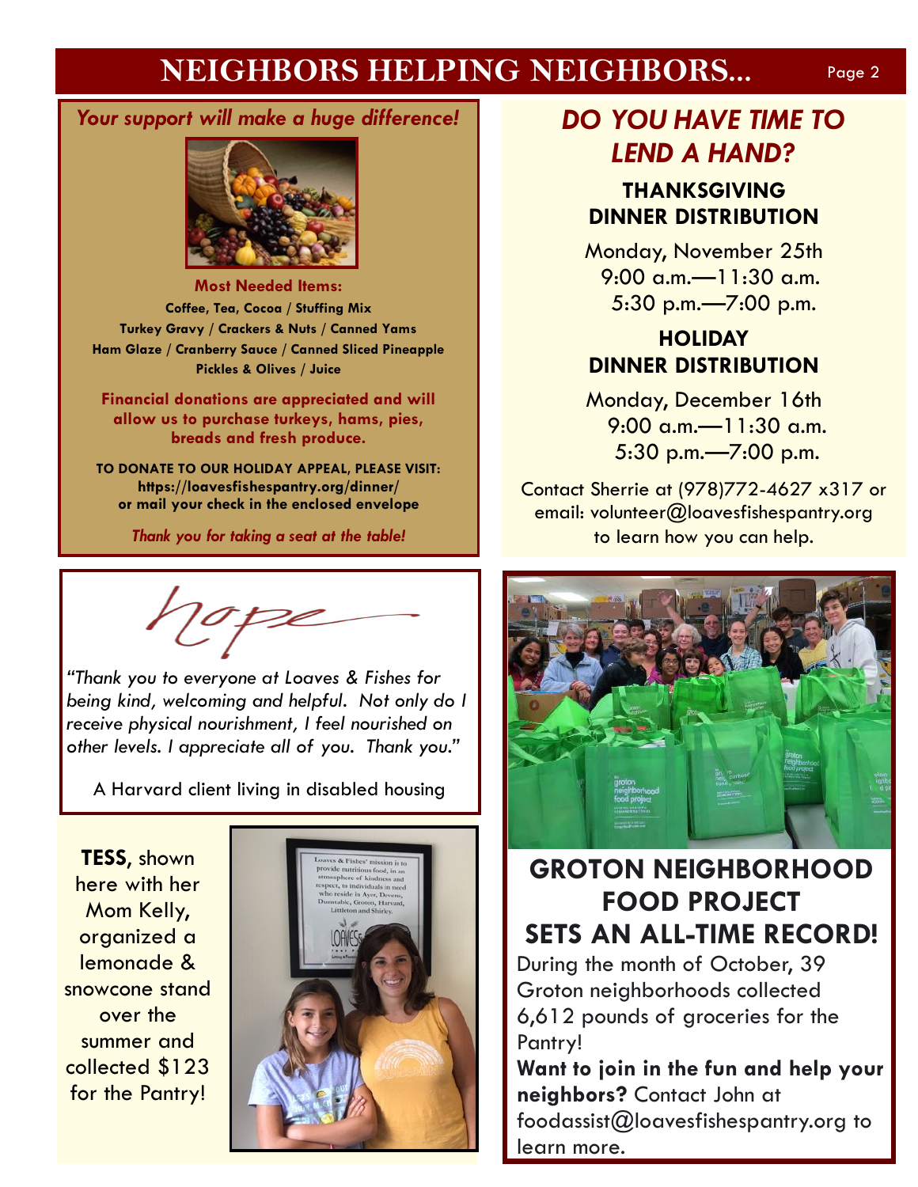# NEIGHBORS HELPING NEIGHBORS...

## *Your support will make a huge difference!*

**Most Needed Items:**

**Coffee, Tea, Cocoa / Stuffing Mix**
**Turkey Gravy / Crackers & Nuts / Canned Yams**
**Ham Glaze / Cranberry Sauce / Canned Sliced Pineapple**
**Pickles & Olives / Juice**

**Financial donations are appreciated and will allow us to purchase turkeys, hams, pies, breads and fresh produce.**

**TO DONATE TO OUR HOLIDAY APPEAL, PLEASE VISIT:**
**https://loavesfishespantry.org/dinner/**
**or mail your check in the enclosed envelope**

*Thank you for taking a seat at the table!*

## *DO YOU HAVE TIME TO LEND A HAND?*

### THANKSGIVING DINNER DISTRIBUTION

Monday, November 25th
9:00 a.m.—11:30 a.m.
5:30 p.m.—7:00 p.m.

### HOLIDAY DINNER DISTRIBUTION

Monday, December 16th
9:00 a.m.—11:30 a.m.
5:30 p.m.—7:00 p.m.

Contact Sherrie at (978)772-4627 x317 or email: volunteer@loavesfishespantry.org to learn how you can help.

*hope*

*"Thank you to everyone at Loaves & Fishes for being kind, welcoming and helpful. Not only do I receive physical nourishment, I feel nourished on other levels. I appreciate all of you. Thank you."*

A Harvard client living in disabled housing

**TESS,** shown here with her Mom Kelly, organized a lemonade & snowcone stand over the summer and collected $123 for the Pantry!

## GROTON NEIGHBORHOOD FOOD PROJECT SETS AN ALL-TIME RECORD!

During the month of October, 39 Groton neighborhoods collected 6,612 pounds of groceries for the Pantry!

**Want to join in the fun and help your neighbors?** Contact John at foodassist@loavesfishespantry.org to learn more.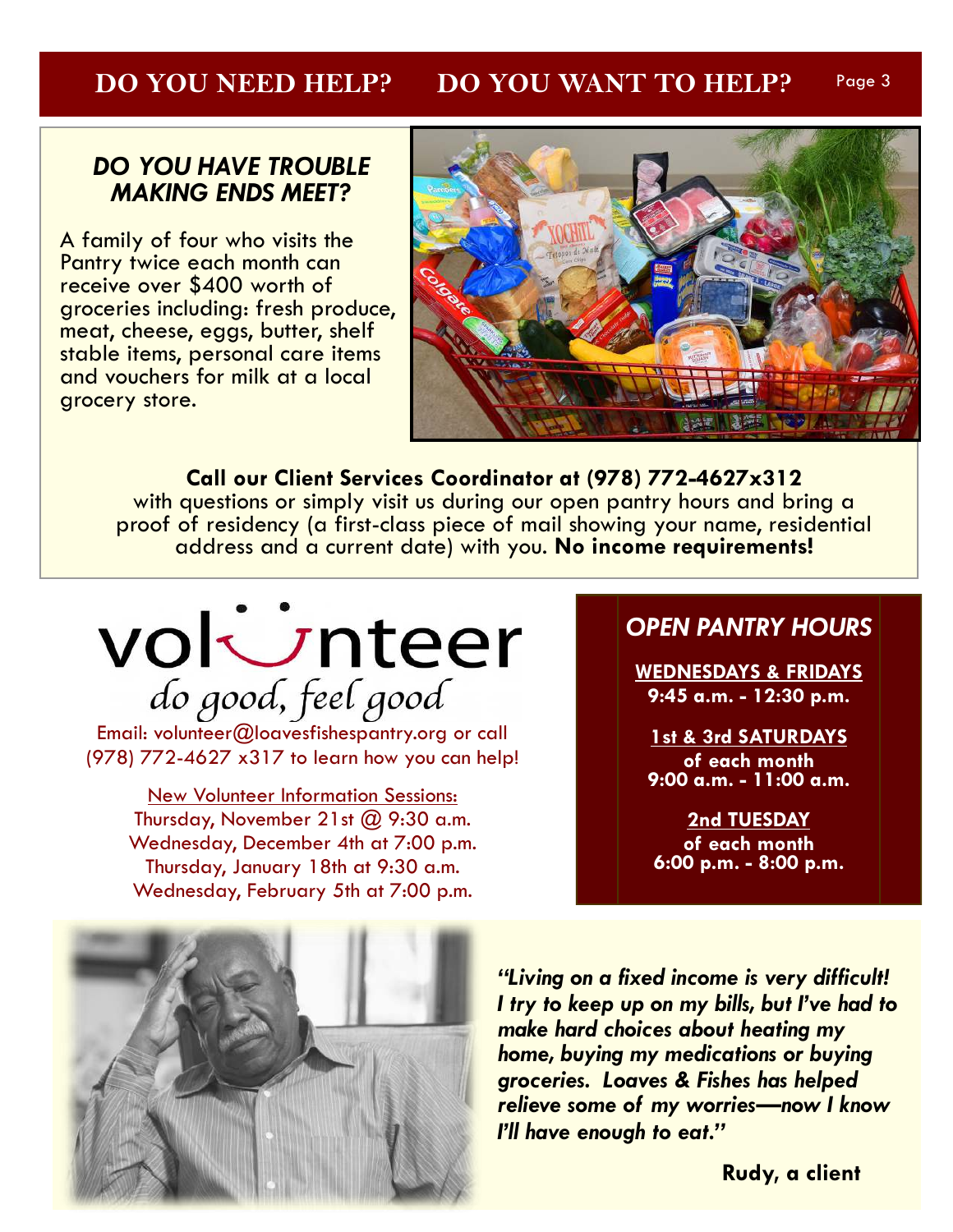# DO YOU NEED HELP? DO YOU WANT TO HELP?

## *DO YOU HAVE TROUBLE MAKING ENDS MEET?*

A family of four who visits the Pantry twice each month can receive over $400 worth of groceries including: fresh produce, meat, cheese, eggs, butter, shelf stable items, personal care items and vouchers for milk at a local grocery store.

**Call our Client Services Coordinator at (978) 772-4627x312** with questions or simply visit us during our open pantry hours and bring a proof of residency (a first-class piece of mail showing your name, residential address and a current date) with you. **No income requirements!**

## volunteer

*do good, feel good*

Email: volunteer@loavesfishespantry.org or call (978) 772-4627 x317 to learn how you can help!

New Volunteer Information Sessions:
Thursday, November 21st @ 9:30 a.m.
Wednesday, December 4th at 7:00 p.m.
Thursday, January 18th at 9:30 a.m.
Wednesday, February 5th at 7:00 p.m.

## *OPEN PANTRY HOURS*

**WEDNESDAYS & FRIDAYS**
**9:45 a.m. - 12:30 p.m.**

**1st & 3rd SATURDAYS of each month**
**9:00 a.m. - 11:00 a.m.**

**2nd TUESDAY of each month**
**6:00 p.m. - 8:00 p.m.**

***"Living on a fixed income is very difficult! I try to keep up on my bills, but I've had to make hard choices about heating my home, buying my medications or buying groceries. Loaves & Fishes has helped relieve some of my worries—now I know I'll have enough to eat."***

**Rudy, a client**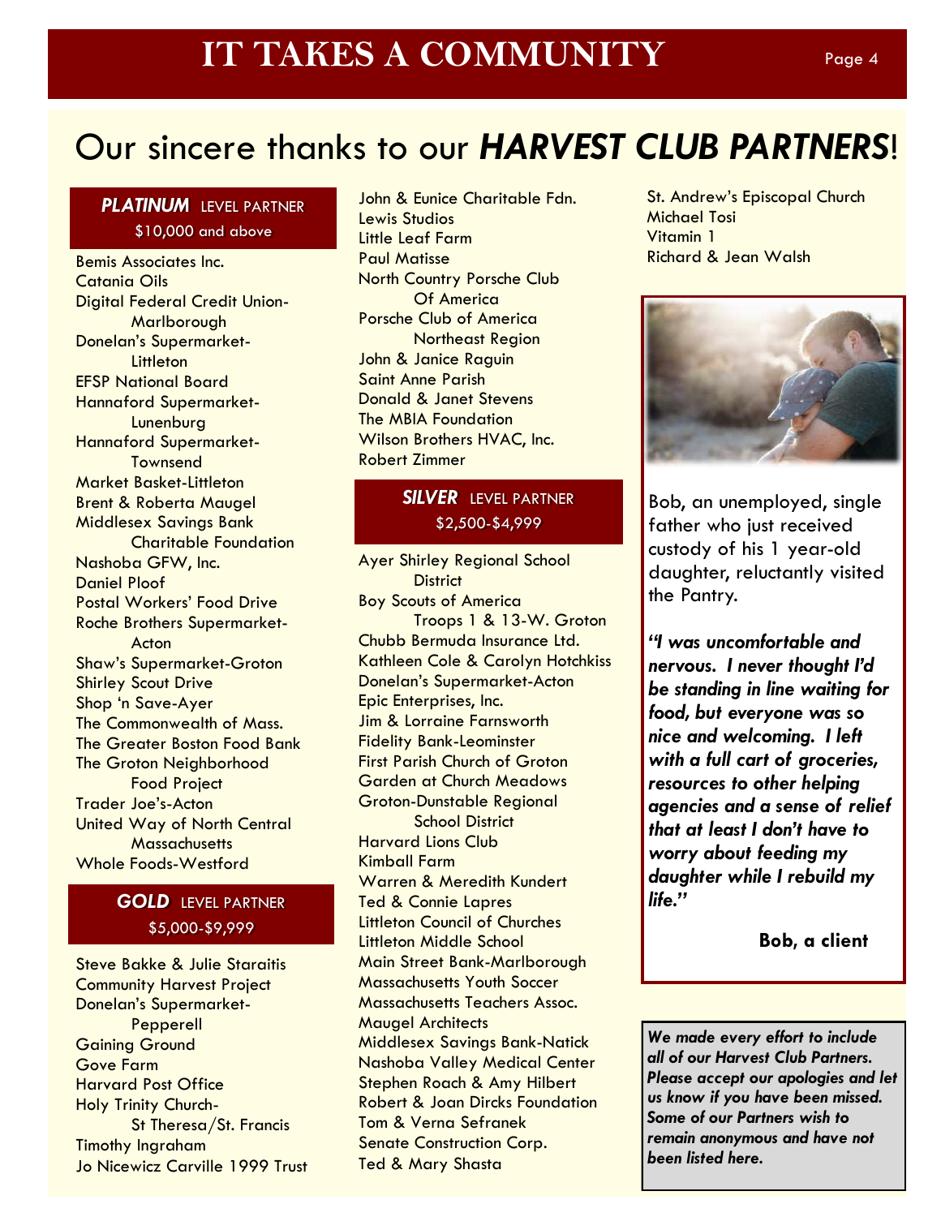# IT TAKES A COMMUNITY

## Our sincere thanks to our *HARVEST CLUB PARTNERS*!

### *PLATINUM* LEVEL PARTNER
$10,000 and above

Bemis Associates Inc.
Catania Oils
Digital Federal Credit Union-Marlborough
Donelan's Supermarket-Littleton
EFSP National Board
Hannaford Supermarket-Lunenburg
Hannaford Supermarket-Townsend
Market Basket-Littleton
Brent & Roberta Maugel
Middlesex Savings Bank Charitable Foundation
Nashoba GFW, Inc.
Daniel Ploof
Postal Workers' Food Drive
Roche Brothers Supermarket-Acton
Shaw's Supermarket-Groton
Shirley Scout Drive
Shop 'n Save-Ayer
The Commonwealth of Mass.
The Greater Boston Food Bank
The Groton Neighborhood Food Project
Trader Joe's-Acton
United Way of North Central Massachusetts
Whole Foods-Westford

### *GOLD* LEVEL PARTNER
$5,000-$9,999

Steve Bakke & Julie Staraitis
Community Harvest Project
Donelan's Supermarket-Pepperell
Gaining Ground
Gove Farm
Harvard Post Office
Holy Trinity Church-St Theresa/St. Francis
Timothy Ingraham
Jo Nicewicz Carville 1999 Trust
John & Eunice Charitable Fdn.
Lewis Studios
Little Leaf Farm
Paul Matisse
North Country Porsche Club Of America
Porsche Club of America Northeast Region
John & Janice Raguin
Saint Anne Parish
Donald & Janet Stevens
The MBIA Foundation
Wilson Brothers HVAC, Inc.
Robert Zimmer

### *SILVER* LEVEL PARTNER
$2,500-$4,999

Ayer Shirley Regional School District
Boy Scouts of America Troops 1 & 13-W. Groton
Chubb Bermuda Insurance Ltd.
Kathleen Cole & Carolyn Hotchkiss
Donelan's Supermarket-Acton
Epic Enterprises, Inc.
Jim & Lorraine Farnsworth
Fidelity Bank-Leominster
First Parish Church of Groton
Garden at Church Meadows
Groton-Dunstable Regional School District
Harvard Lions Club
Kimball Farm
Warren & Meredith Kundert
Ted & Connie Lapres
Littleton Council of Churches
Littleton Middle School
Main Street Bank-Marlborough
Massachusetts Youth Soccer
Massachusetts Teachers Assoc.
Maugel Architects
Middlesex Savings Bank-Natick
Nashoba Valley Medical Center
Stephen Roach & Amy Hilbert
Robert & Joan Dircks Foundation
Tom & Verna Sefranek
Senate Construction Corp.
Ted & Mary Shasta
St. Andrew's Episcopal Church
Michael Tosi
Vitamin 1
Richard & Jean Walsh

Bob, an unemployed, single father who just received custody of his 1 year-old daughter, reluctantly visited the Pantry.

***"I was uncomfortable and nervous. I never thought I'd be standing in line waiting for food, but everyone was so nice and welcoming. I left with a full cart of groceries, resources to other helping agencies and a sense of relief that at least I don't have to worry about feeding my daughter while I rebuild my life."***

**Bob, a client**

***We made every effort to include all of our Harvest Club Partners. Please accept our apologies and let us know if you have been missed. Some of our Partners wish to remain anonymous and have not been listed here.***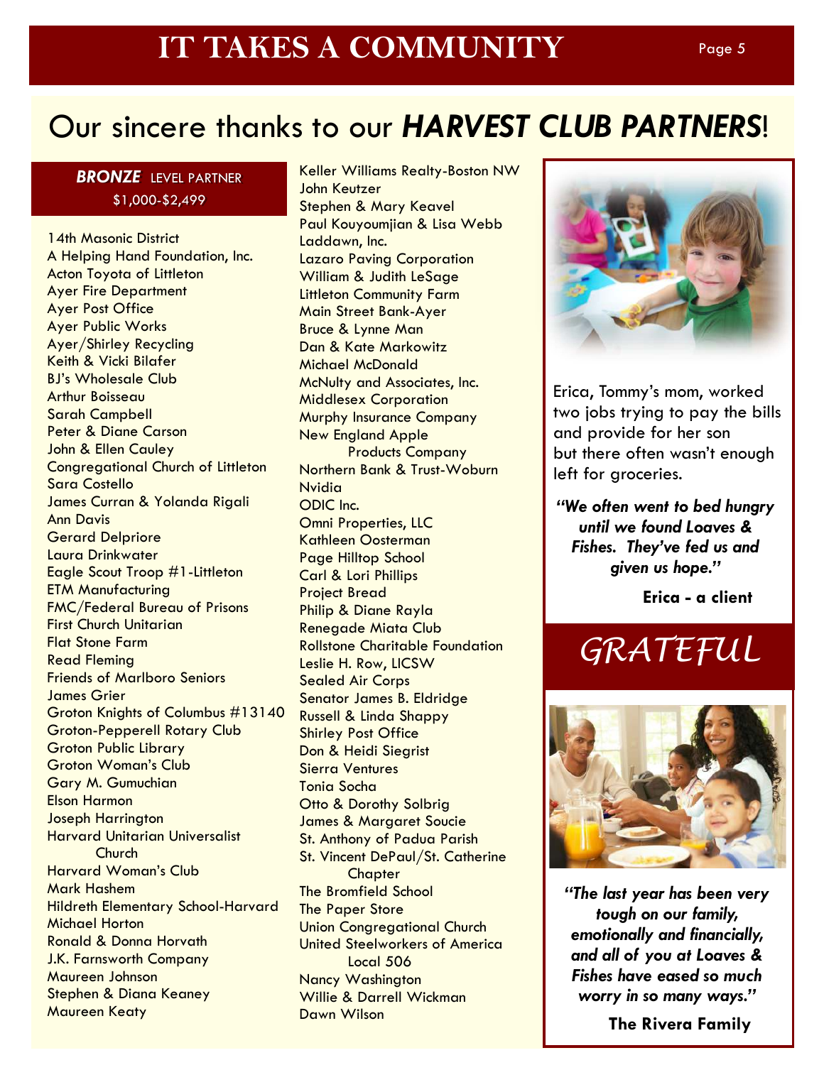# IT TAKES A COMMUNITY

## Our sincere thanks to our *HARVEST CLUB PARTNERS*!

### *BRONZE* LEVEL PARTNER
$1,000-$2,499

14th Masonic District
A Helping Hand Foundation, Inc.
Acton Toyota of Littleton
Ayer Fire Department
Ayer Post Office
Ayer Public Works
Ayer/Shirley Recycling
Keith & Vicki Bilafer
BJ's Wholesale Club
Arthur Boisseau
Sarah Campbell
Peter & Diane Carson
John & Ellen Cauley
Congregational Church of Littleton
Sara Costello
James Curran & Yolanda Rigali
Ann Davis
Gerard Delpriore
Laura Drinkwater
Eagle Scout Troop #1-Littleton
ETM Manufacturing
FMC/Federal Bureau of Prisons
First Church Unitarian
Flat Stone Farm
Read Fleming
Friends of Marlboro Seniors
James Grier
Groton Knights of Columbus #13140
Groton-Pepperell Rotary Club
Groton Public Library
Groton Woman's Club
Gary M. Gumuchian
Elson Harmon
Joseph Harrington
Harvard Unitarian Universalist Church
Harvard Woman's Club
Mark Hashem
Hildreth Elementary School-Harvard
Michael Horton
Ronald & Donna Horvath
J.K. Farnsworth Company
Maureen Johnson
Stephen & Diana Keaney
Maureen Keaty
Keller Williams Realty-Boston NW
John Keutzer
Stephen & Mary Keavel
Paul Kouyoumjian & Lisa Webb
Laddawn, Inc.
Lazaro Paving Corporation
William & Judith LeSage
Littleton Community Farm
Main Street Bank-Ayer
Bruce & Lynne Man
Dan & Kate Markowitz
Michael McDonald
McNulty and Associates, Inc.
Middlesex Corporation
Murphy Insurance Company
New England Apple Products Company
Northern Bank & Trust-Woburn
Nvidia
ODIC Inc.
Omni Properties, LLC
Kathleen Oosterman
Page Hilltop School
Carl & Lori Phillips
Project Bread
Philip & Diane Rayla
Renegade Miata Club
Rollstone Charitable Foundation
Leslie H. Row, LICSW
Sealed Air Corps
Senator James B. Eldridge
Russell & Linda Shappy
Shirley Post Office
Don & Heidi Siegrist
Sierra Ventures
Tonia Socha
Otto & Dorothy Solbrig
James & Margaret Soucie
St. Anthony of Padua Parish
St. Vincent DePaul/St. Catherine Chapter
The Bromfield School
The Paper Store
Union Congregational Church
United Steelworkers of America Local 506
Nancy Washington
Willie & Darrell Wickman
Dawn Wilson

Erica, Tommy's mom, worked two jobs trying to pay the bills and provide for her son but there often wasn't enough left for groceries.

***"We often went to bed hungry until we found Loaves & Fishes. They've fed us and given us hope."***

**Erica - a client**

## *GRATEFUL*

***"The last year has been very tough on our family, emotionally and financially, and all of you at Loaves & Fishes have eased so much worry in so many ways."***

**The Rivera Family**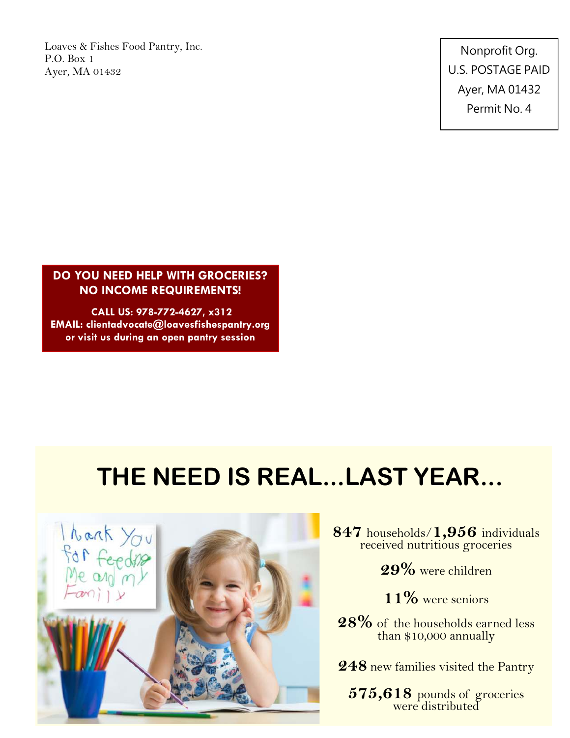Loaves & Fishes Food Pantry, Inc.
P.O. Box 1
Ayer, MA 01432

Nonprofit Org.
U.S. POSTAGE PAID
Ayer, MA 01432
Permit No. 4

**DO YOU NEED HELP WITH GROCERIES?**
**NO INCOME REQUIREMENTS!**

**CALL US: 978-772-4627, x312**
**EMAIL: clientadvocate@loavesfishespantry.org**
**or visit us during an open pantry session**

# THE NEED IS REAL...LAST YEAR...

**847** households/**1,956** individuals received nutritious groceries

**29%** were children

**11%** were seniors

**28%** of the households earned less than $10,000 annually

**248** new families visited the Pantry

**575,618** pounds of groceries were distributed